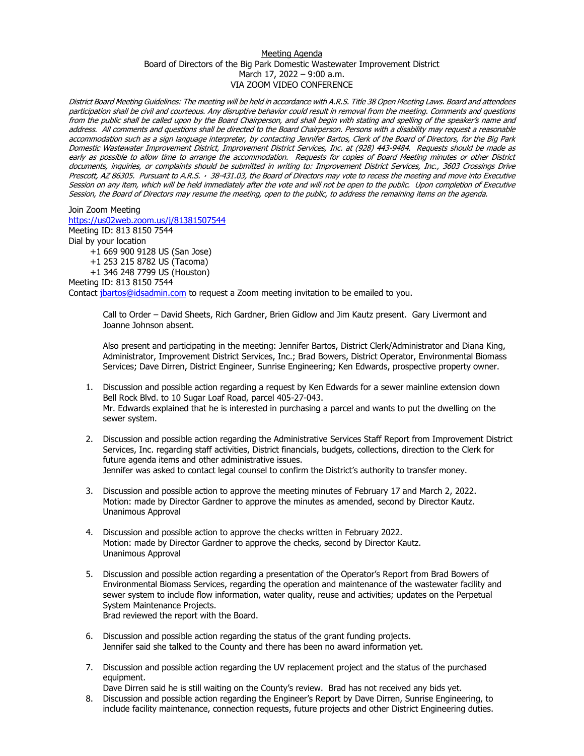Meeting Agenda

Board of Directors of the Big Park Domestic Wastewater Improvement District

March 17, 2022 – 9:00 a.m.

VIA ZOOM VIDEO CONFERENCE

*District Board Meeting Guidelines: The meeting will be held in accordance with A.R.S. Title 38 Open Meeting Laws. Board and attendees participation shall be civil and courteous. Any disruptive behavior could result in removal from the meeting. Comments and questions from the public shall be called upon by the Board Chairperson, and shall begin with stating and spelling of the speaker's name and address. All comments and questions shall be directed to the Board Chairperson. Persons with a disability may request a reasonable accommodation such as a sign language interpreter, by contacting Jennifer Bartos, Clerk of the Board of Directors, for the Big Park Domestic Wastewater Improvement District, Improvement District Services, Inc. at (928) 443-9484. Requests should be made as early as possible to allow time to arrange the accommodation. Requests for copies of Board Meeting minutes or other District documents, inquiries, or complaints should be submitted in writing to: Improvement District Services, Inc., 3603 Crossings Drive Prescott, AZ 86305. Pursuant to A.R.S. · 38-431.03, the Board of Directors may vote to recess the meeting and move into Executive Session on any item, which will be held immediately after the vote and will not be open to the public. Upon completion of Executive Session, the Board of Directors may resume the meeting, open to the public, to address the remaining items on the agenda.*

Join Zoom Meeting
https://us02web.zoom.us/j/81381507544
Meeting ID: 813 8150 7544
Dial by your location
+1 669 900 9128 US (San Jose)
+1 253 215 8782 US (Tacoma)
+1 346 248 7799 US (Houston)
Meeting ID: 813 8150 7544
Contact jbartos@idsadmin.com to request a Zoom meeting invitation to be emailed to you.

Call to Order – David Sheets, Rich Gardner, Brien Gidlow and Jim Kautz present. Gary Livermont and Joanne Johnson absent.

Also present and participating in the meeting: Jennifer Bartos, District Clerk/Administrator and Diana King, Administrator, Improvement District Services, Inc.; Brad Bowers, District Operator, Environmental Biomass Services; Dave Dirren, District Engineer, Sunrise Engineering; Ken Edwards, prospective property owner.

1. Discussion and possible action regarding a request by Ken Edwards for a sewer mainline extension down Bell Rock Blvd. to 10 Sugar Loaf Road, parcel 405-27-043.
   Mr. Edwards explained that he is interested in purchasing a parcel and wants to put the dwelling on the sewer system.

2. Discussion and possible action regarding the Administrative Services Staff Report from Improvement District Services, Inc. regarding staff activities, District financials, budgets, collections, direction to the Clerk for future agenda items and other administrative issues.
   Jennifer was asked to contact legal counsel to confirm the District's authority to transfer money.

3. Discussion and possible action to approve the meeting minutes of February 17 and March 2, 2022.
   Motion: made by Director Gardner to approve the minutes as amended, second by Director Kautz.
   Unanimous Approval

4. Discussion and possible action to approve the checks written in February 2022.
   Motion: made by Director Gardner to approve the checks, second by Director Kautz.
   Unanimous Approval

5. Discussion and possible action regarding a presentation of the Operator's Report from Brad Bowers of Environmental Biomass Services, regarding the operation and maintenance of the wastewater facility and sewer system to include flow information, water quality, reuse and activities; updates on the Perpetual System Maintenance Projects.
   Brad reviewed the report with the Board.

6. Discussion and possible action regarding the status of the grant funding projects.
   Jennifer said she talked to the County and there has been no award information yet.

7. Discussion and possible action regarding the UV replacement project and the status of the purchased equipment.
   Dave Dirren said he is still waiting on the County's review. Brad has not received any bids yet.

8. Discussion and possible action regarding the Engineer's Report by Dave Dirren, Sunrise Engineering, to include facility maintenance, connection requests, future projects and other District Engineering duties.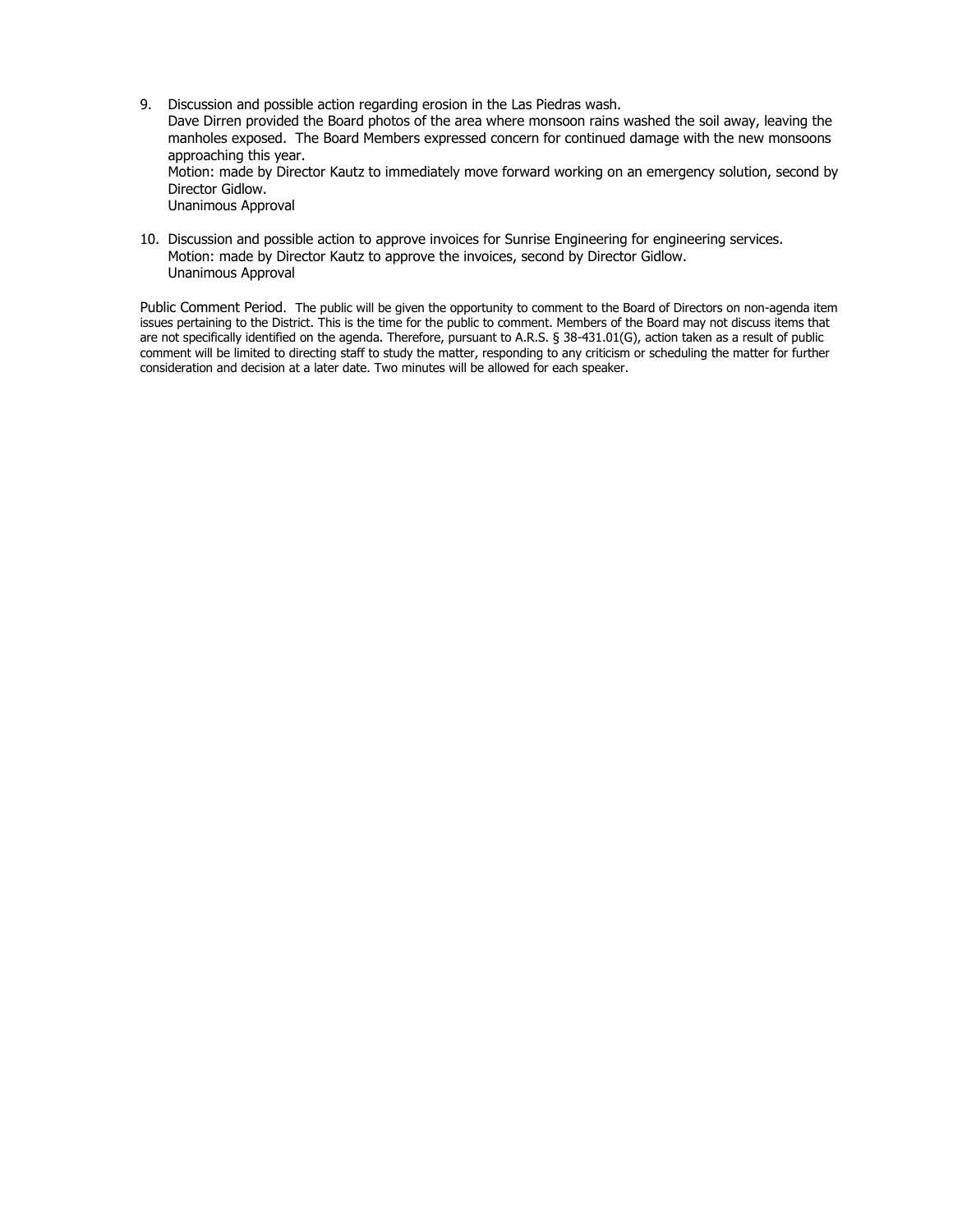9. Discussion and possible action regarding erosion in the Las Piedras wash.
   Dave Dirren provided the Board photos of the area where monsoon rains washed the soil away, leaving the manholes exposed. The Board Members expressed concern for continued damage with the new monsoons approaching this year.
   Motion: made by Director Kautz to immediately move forward working on an emergency solution, second by Director Gidlow.
   Unanimous Approval

10. Discussion and possible action to approve invoices for Sunrise Engineering for engineering services.
    Motion: made by Director Kautz to approve the invoices, second by Director Gidlow.
    Unanimous Approval

Public Comment Period. The public will be given the opportunity to comment to the Board of Directors on non-agenda item issues pertaining to the District. This is the time for the public to comment. Members of the Board may not discuss items that are not specifically identified on the agenda. Therefore, pursuant to A.R.S. § 38-431.01(G), action taken as a result of public comment will be limited to directing staff to study the matter, responding to any criticism or scheduling the matter for further consideration and decision at a later date. Two minutes will be allowed for each speaker.